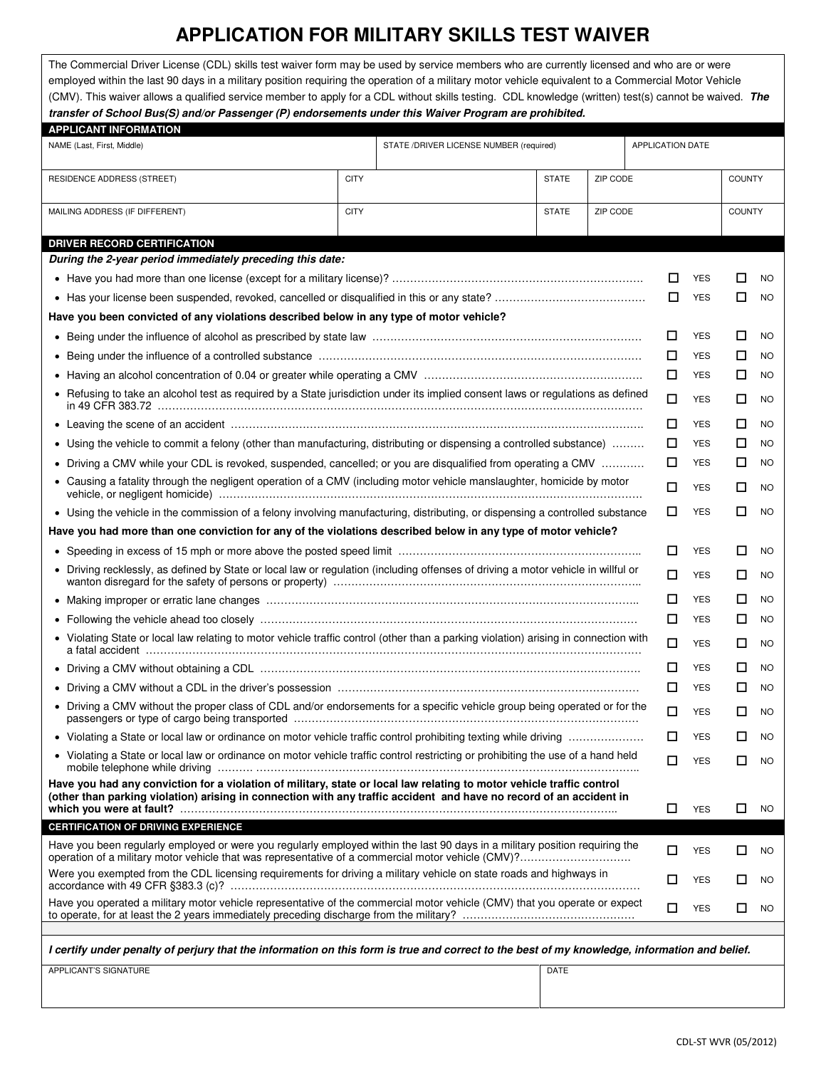# APPLICATION FOR MILITARY SKILLS TEST WAIVER

The Commercial Driver License (CDL) skills test waiver form may be used by service members who are currently licensed and who are or were employed within the last 90 days in a military position requiring the operation of a military motor vehicle equivalent to a Commercial Motor Vehicle (CMV). This waiver allows a qualified service member to apply for a CDL without skills testing. CDL knowledge (written) test(s) cannot be waived. ***The transfer of School Bus(S) and/or Passenger (P) endorsements under this Waiver Program are prohibited.***

## APPLICANT INFORMATION

| NAME (Last, First, Middle) | | STATE /DRIVER LICENSE NUMBER (required) | | | APPLICATION DATE | |
|---|---|---|---|---|---|---|
| RESIDENCE ADDRESS (STREET) | CITY | | STATE | ZIP CODE | | COUNTY |
| MAILING ADDRESS (IF DIFFERENT) | CITY | | STATE | ZIP CODE | | COUNTY |

## DRIVER RECORD CERTIFICATION

***During the 2-year period immediately preceding this date:***

| Question | YES | NO |
|---|---|---|
| • Have you had more than one license (except for a military license)? | ☐ YES | ☐ NO |
| • Has your license been suspended, revoked, cancelled or disqualified in this or any state? | ☐ YES | ☐ NO |

**Have you been convicted of any violations described below in any type of motor vehicle?**

| Question | YES | NO |
|---|---|---|
| • Being under the influence of alcohol as prescribed by state law | ☐ YES | ☐ NO |
| • Being under the influence of a controlled substance | ☐ YES | ☐ NO |
| • Having an alcohol concentration of 0.04 or greater while operating a CMV | ☐ YES | ☐ NO |
| • Refusing to take an alcohol test as required by a State jurisdiction under its implied consent laws or regulations as defined in 49 CFR 383.72 | ☐ YES | ☐ NO |
| • Leaving the scene of an accident | ☐ YES | ☐ NO |
| • Using the vehicle to commit a felony (other than manufacturing, distributing or dispensing a controlled substance) | ☐ YES | ☐ NO |
| • Driving a CMV while your CDL is revoked, suspended, cancelled; or you are disqualified from operating a CMV | ☐ YES | ☐ NO |
| • Causing a fatality through the negligent operation of a CMV (including motor vehicle manslaughter, homicide by motor vehicle, or negligent homicide) | ☐ YES | ☐ NO |
| • Using the vehicle in the commission of a felony involving manufacturing, distributing, or dispensing a controlled substance | ☐ YES | ☐ NO |

**Have you had more than one conviction for any of the violations described below in any type of motor vehicle?**

| Question | YES | NO |
|---|---|---|
| • Speeding in excess of 15 mph or more above the posted speed limit | ☐ YES | ☐ NO |
| • Driving recklessly, as defined by State or local law or regulation (including offenses of driving a motor vehicle in willful or wanton disregard for the safety of persons or property) | ☐ YES | ☐ NO |
| • Making improper or erratic lane changes | ☐ YES | ☐ NO |
| • Following the vehicle ahead too closely | ☐ YES | ☐ NO |
| • Violating State or local law relating to motor vehicle traffic control (other than a parking violation) arising in connection with a fatal accident | ☐ YES | ☐ NO |
| • Driving a CMV without obtaining a CDL | ☐ YES | ☐ NO |
| • Driving a CMV without a CDL in the driver's possession | ☐ YES | ☐ NO |
| • Driving a CMV without the proper class of CDL and/or endorsements for a specific vehicle group being operated or for the passengers or type of cargo being transported | ☐ YES | ☐ NO |
| • Violating a State or local law or ordinance on motor vehicle traffic control prohibiting texting while driving | ☐ YES | ☐ NO |
| • Violating a State or local law or ordinance on motor vehicle traffic control restricting or prohibiting the use of a hand held mobile telephone while driving | ☐ YES | ☐ NO |
| **Have you had any conviction for a violation of military, state or local law relating to motor vehicle traffic control (other than parking violation) arising in connection with any traffic accident and have no record of an accident in which you were at fault?** | ☐ YES | ☐ NO |

## CERTIFICATION OF DRIVING EXPERIENCE

| Question | YES | NO |
|---|---|---|
| Have you been regularly employed or were you regularly employed within the last 90 days in a military position requiring the operation of a military motor vehicle that was representative of a commercial motor vehicle (CMV)? | ☐ YES | ☐ NO |
| Were you exempted from the CDL licensing requirements for driving a military vehicle on state roads and highways in accordance with 49 CFR §383.3 (c)? | ☐ YES | ☐ NO |
| Have you operated a military motor vehicle representative of the commercial motor vehicle (CMV) that you operate or expect to operate, for at least the 2 years immediately preceding discharge from the military? | ☐ YES | ☐ NO |

***I certify under penalty of perjury that the information on this form is true and correct to the best of my knowledge, information and belief.***

| APPLICANT'S SIGNATURE | DATE |
|---|---|
| | |

CDL-ST WVR (05/2012)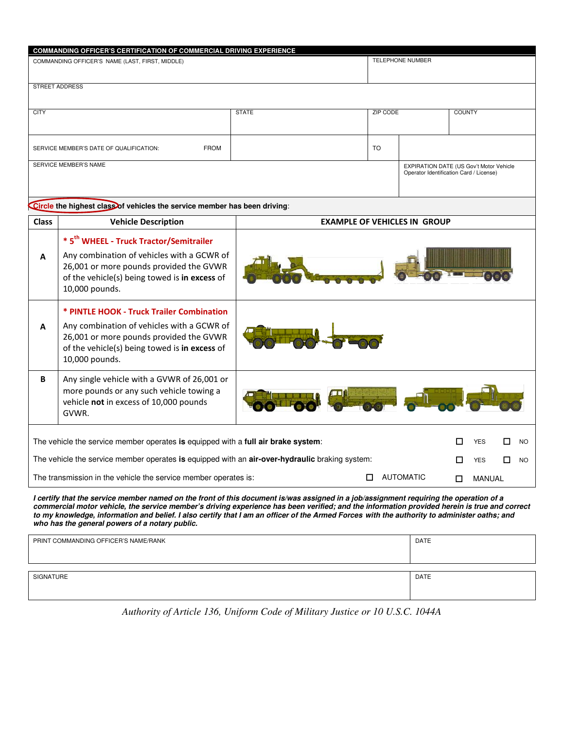## COMMANDING OFFICER'S CERTIFICATION OF COMMERCIAL DRIVING EXPERIENCE

| | | | |
|---|---|---|---|
| COMMANDING OFFICER'S NAME (LAST, FIRST, MIDDLE) | | TELEPHONE NUMBER | |
| STREET ADDRESS | | | |
| CITY | STATE | ZIP CODE | COUNTY |
| SERVICE MEMBER'S DATE OF QUALIFICATION: FROM | | TO | |
| SERVICE MEMBER'S NAME | | EXPIRATION DATE (US Gov't Motor Vehicle Operator Identification Card / License) | |

**Circle the highest class of vehicles the service member has been driving**:

| Class | Vehicle Description | EXAMPLE OF VEHICLES IN GROUP |
|---|---|---|
| A | **\* 5th WHEEL - Truck Tractor/Semitrailer** Any combination of vehicles with a GCWR of 26,001 or more pounds provided the GVWR of the vehicle(s) being towed is **in excess** of 10,000 pounds. | |
| A | **\* PINTLE HOOK - Truck Trailer Combination** Any combination of vehicles with a GCWR of 26,001 or more pounds provided the GVWR of the vehicle(s) being towed is **in excess** of 10,000 pounds. | |
| B | Any single vehicle with a GVWR of 26,001 or more pounds or any such vehicle towing a vehicle **not** in excess of 10,000 pounds GVWR. | |

The vehicle the service member operates **is** equipped with a **full air brake system**: ☐ YES ☐ NO

The vehicle the service member operates **is** equipped with an **air-over-hydraulic** braking system: ☐ YES ☐ NO

The transmission in the vehicle the service member operates is: ☐ AUTOMATIC ☐ MANUAL

***I certify that the service member named on the front of this document is/was assigned in a job/assignment requiring the operation of a commercial motor vehicle, the service member's driving experience has been verified; and the information provided herein is true and correct to my knowledge, information and belief. I also certify that I am an officer of the Armed Forces with the authority to administer oaths; and who has the general powers of a notary public.***

| | |
|---|---|
| PRINT COMMANDING OFFICER'S NAME/RANK | DATE |

| | |
|---|---|
| SIGNATURE | DATE |

*Authority of Article 136, Uniform Code of Military Justice or 10 U.S.C. 1044A*